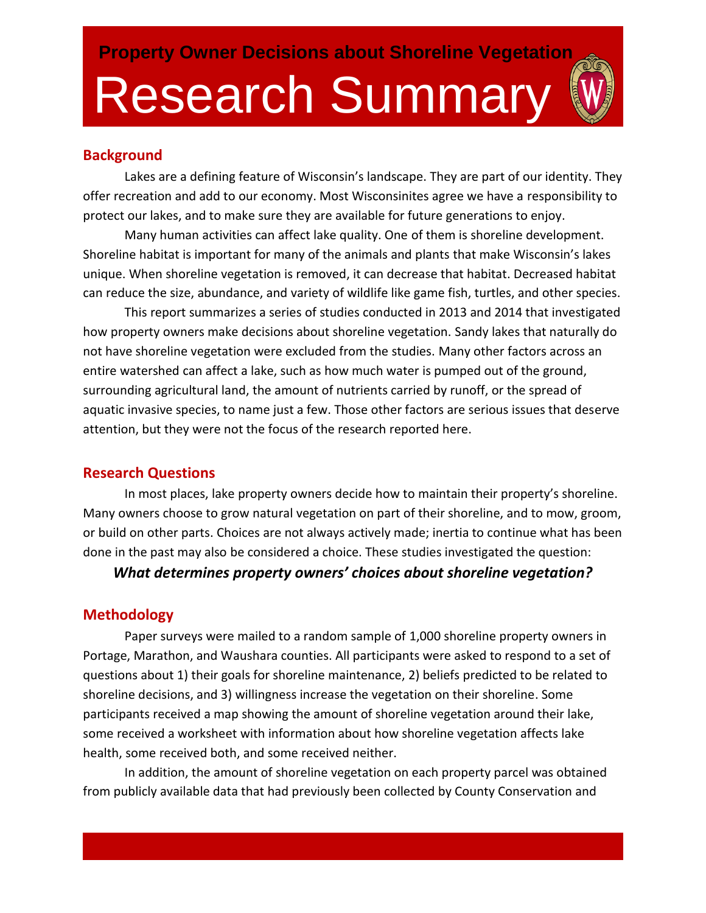**Property Owner Decisions about Shoreline Vegetation**

# Research Summary

## Background

Lakes are a defining feature of Wisconsin's landscape. They are part of our identity. They offer recreation and add to our economy. Most Wisconsinites agree we have a responsibility to protect our lakes, and to make sure they are available for future generations to enjoy.

Many human activities can affect lake quality. One of them is shoreline development. Shoreline habitat is important for many of the animals and plants that make Wisconsin's lakes unique. When shoreline vegetation is removed, it can decrease that habitat. Decreased habitat can reduce the size, abundance, and variety of wildlife like game fish, turtles, and other species.

This report summarizes a series of studies conducted in 2013 and 2014 that investigated how property owners make decisions about shoreline vegetation. Sandy lakes that naturally do not have shoreline vegetation were excluded from the studies. Many other factors across an entire watershed can affect a lake, such as how much water is pumped out of the ground, surrounding agricultural land, the amount of nutrients carried by runoff, or the spread of aquatic invasive species, to name just a few. Those other factors are serious issues that deserve attention, but they were not the focus of the research reported here.

## Research Questions

In most places, lake property owners decide how to maintain their property's shoreline. Many owners choose to grow natural vegetation on part of their shoreline, and to mow, groom, or build on other parts. Choices are not always actively made; inertia to continue what has been done in the past may also be considered a choice. These studies investigated the question:

***What determines property owners' choices about shoreline vegetation?***

## Methodology

Paper surveys were mailed to a random sample of 1,000 shoreline property owners in Portage, Marathon, and Waushara counties. All participants were asked to respond to a set of questions about 1) their goals for shoreline maintenance, 2) beliefs predicted to be related to shoreline decisions, and 3) willingness increase the vegetation on their shoreline. Some participants received a map showing the amount of shoreline vegetation around their lake, some received a worksheet with information about how shoreline vegetation affects lake health, some received both, and some received neither.

In addition, the amount of shoreline vegetation on each property parcel was obtained from publicly available data that had previously been collected by County Conservation and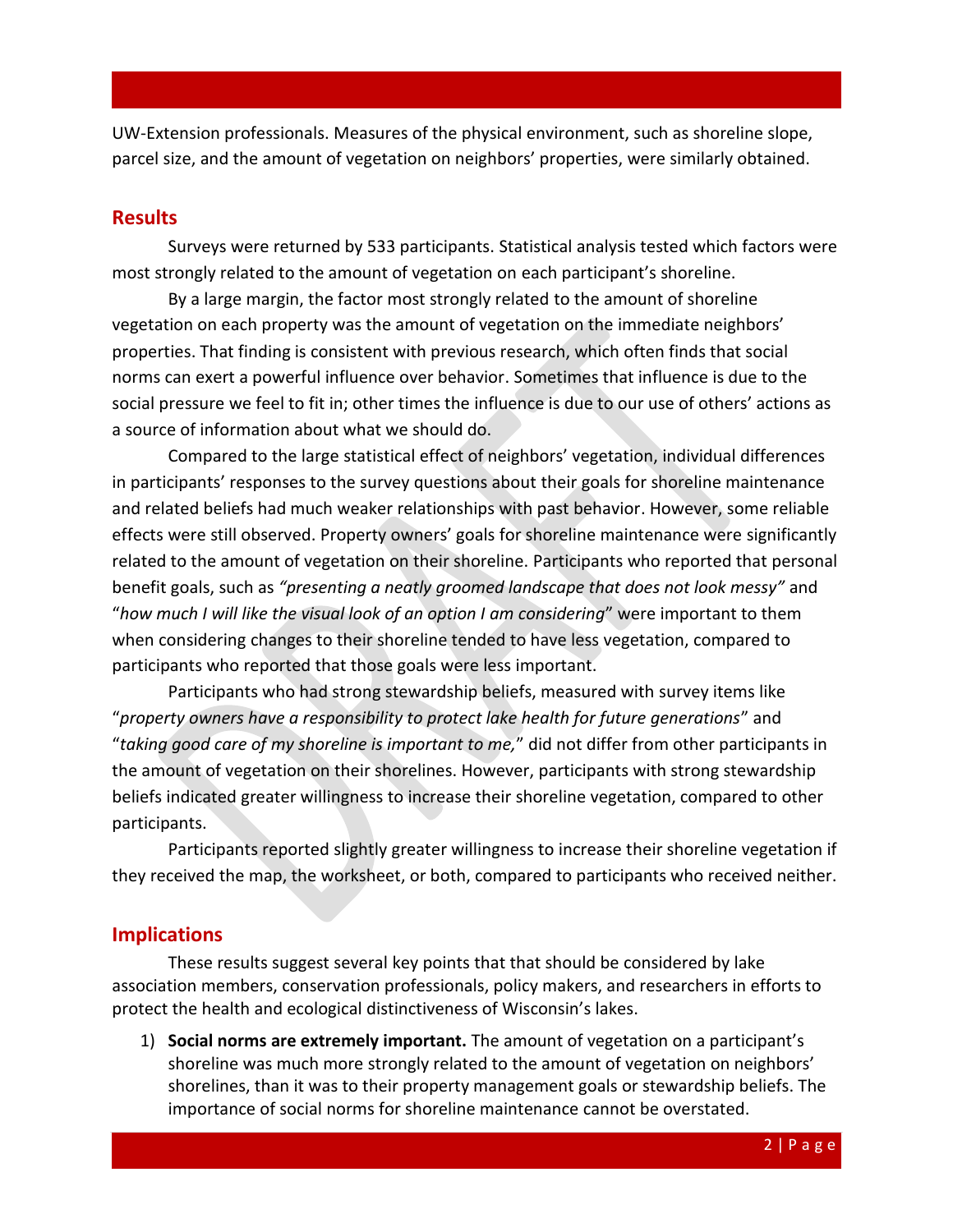UW-Extension professionals. Measures of the physical environment, such as shoreline slope, parcel size, and the amount of vegetation on neighbors' properties, were similarly obtained.

## Results

Surveys were returned by 533 participants. Statistical analysis tested which factors were most strongly related to the amount of vegetation on each participant's shoreline.

By a large margin, the factor most strongly related to the amount of shoreline vegetation on each property was the amount of vegetation on the immediate neighbors' properties. That finding is consistent with previous research, which often finds that social norms can exert a powerful influence over behavior. Sometimes that influence is due to the social pressure we feel to fit in; other times the influence is due to our use of others' actions as a source of information about what we should do.

Compared to the large statistical effect of neighbors' vegetation, individual differences in participants' responses to the survey questions about their goals for shoreline maintenance and related beliefs had much weaker relationships with past behavior. However, some reliable effects were still observed. Property owners' goals for shoreline maintenance were significantly related to the amount of vegetation on their shoreline. Participants who reported that personal benefit goals, such as *"presenting a neatly groomed landscape that does not look messy"* and "*how much I will like the visual look of an option I am considering*" were important to them when considering changes to their shoreline tended to have less vegetation, compared to participants who reported that those goals were less important.

Participants who had strong stewardship beliefs, measured with survey items like "*property owners have a responsibility to protect lake health for future generations*" and "*taking good care of my shoreline is important to me,*" did not differ from other participants in the amount of vegetation on their shorelines. However, participants with strong stewardship beliefs indicated greater willingness to increase their shoreline vegetation, compared to other participants.

Participants reported slightly greater willingness to increase their shoreline vegetation if they received the map, the worksheet, or both, compared to participants who received neither.

## Implications

These results suggest several key points that that should be considered by lake association members, conservation professionals, policy makers, and researchers in efforts to protect the health and ecological distinctiveness of Wisconsin's lakes.

1) **Social norms are extremely important.** The amount of vegetation on a participant's shoreline was much more strongly related to the amount of vegetation on neighbors' shorelines, than it was to their property management goals or stewardship beliefs. The importance of social norms for shoreline maintenance cannot be overstated.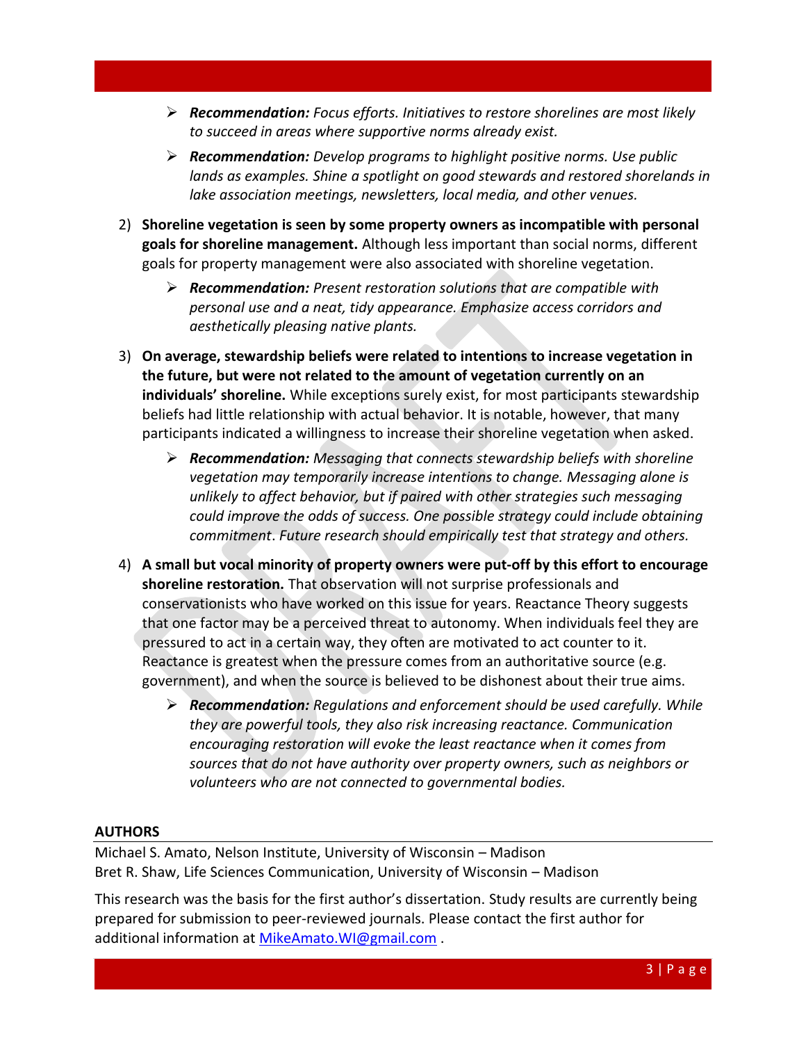- ***Recommendation:*** *Focus efforts. Initiatives to restore shorelines are most likely to succeed in areas where supportive norms already exist.*
- ***Recommendation:*** *Develop programs to highlight positive norms. Use public lands as examples. Shine a spotlight on good stewards and restored shorelands in lake association meetings, newsletters, local media, and other venues.*

2) **Shoreline vegetation is seen by some property owners as incompatible with personal goals for shoreline management.** Although less important than social norms, different goals for property management were also associated with shoreline vegetation.

   - ***Recommendation:*** *Present restoration solutions that are compatible with personal use and a neat, tidy appearance. Emphasize access corridors and aesthetically pleasing native plants.*

3) **On average, stewardship beliefs were related to intentions to increase vegetation in the future, but were not related to the amount of vegetation currently on an individuals' shoreline.** While exceptions surely exist, for most participants stewardship beliefs had little relationship with actual behavior. It is notable, however, that many participants indicated a willingness to increase their shoreline vegetation when asked.

   - ***Recommendation:*** *Messaging that connects stewardship beliefs with shoreline vegetation may temporarily increase intentions to change. Messaging alone is unlikely to affect behavior, but if paired with other strategies such messaging could improve the odds of success. One possible strategy could include obtaining commitment. Future research should empirically test that strategy and others.*

4) **A small but vocal minority of property owners were put-off by this effort to encourage shoreline restoration.** That observation will not surprise professionals and conservationists who have worked on this issue for years. Reactance Theory suggests that one factor may be a perceived threat to autonomy. When individuals feel they are pressured to act in a certain way, they often are motivated to act counter to it. Reactance is greatest when the pressure comes from an authoritative source (e.g. government), and when the source is believed to be dishonest about their true aims.

   - ***Recommendation:*** *Regulations and enforcement should be used carefully. While they are powerful tools, they also risk increasing reactance. Communication encouraging restoration will evoke the least reactance when it comes from sources that do not have authority over property owners, such as neighbors or volunteers who are not connected to governmental bodies.*

## AUTHORS

Michael S. Amato, Nelson Institute, University of Wisconsin – Madison
Bret R. Shaw, Life Sciences Communication, University of Wisconsin – Madison

This research was the basis for the first author's dissertation. Study results are currently being prepared for submission to peer-reviewed journals. Please contact the first author for additional information at MikeAmato.WI@gmail.com .